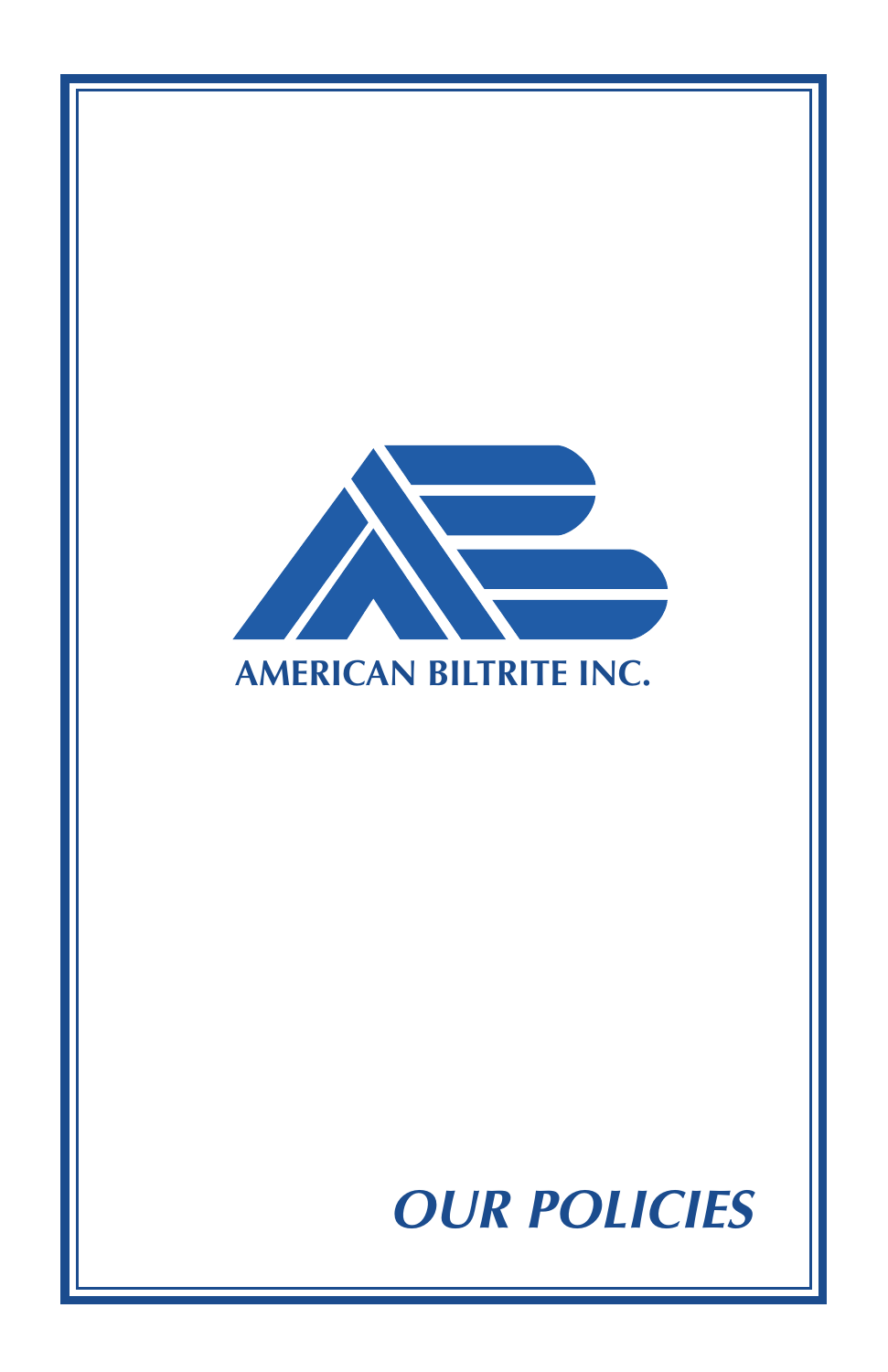AMERICAN BILTRITE INC.

# *OUR POLICIES*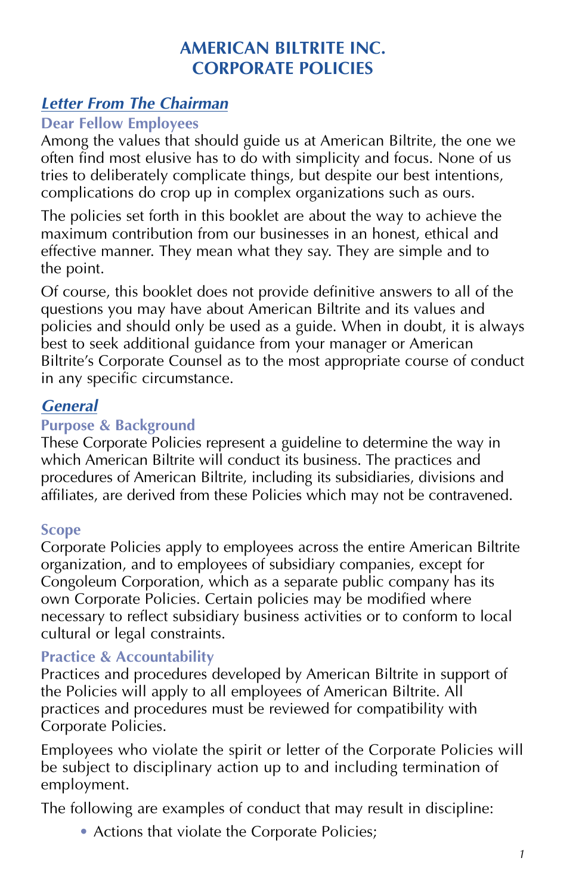# AMERICAN BILTRITE INC.
# CORPORATE POLICIES

## *Letter From The Chairman*

### Dear Fellow Employees

Among the values that should guide us at American Biltrite, the one we often find most elusive has to do with simplicity and focus. None of us tries to deliberately complicate things, but despite our best intentions, complications do crop up in complex organizations such as ours.

The policies set forth in this booklet are about the way to achieve the maximum contribution from our businesses in an honest, ethical and effective manner. They mean what they say. They are simple and to the point.

Of course, this booklet does not provide definitive answers to all of the questions you may have about American Biltrite and its values and policies and should only be used as a guide. When in doubt, it is always best to seek additional guidance from your manager or American Biltrite's Corporate Counsel as to the most appropriate course of conduct in any specific circumstance.

## *General*

### Purpose & Background

These Corporate Policies represent a guideline to determine the way in which American Biltrite will conduct its business. The practices and procedures of American Biltrite, including its subsidiaries, divisions and affiliates, are derived from these Policies which may not be contravened.

### Scope

Corporate Policies apply to employees across the entire American Biltrite organization, and to employees of subsidiary companies, except for Congoleum Corporation, which as a separate public company has its own Corporate Policies. Certain policies may be modified where necessary to reflect subsidiary business activities or to conform to local cultural or legal constraints.

### Practice & Accountability

Practices and procedures developed by American Biltrite in support of the Policies will apply to all employees of American Biltrite. All practices and procedures must be reviewed for compatibility with Corporate Policies.

Employees who violate the spirit or letter of the Corporate Policies will be subject to disciplinary action up to and including termination of employment.

The following are examples of conduct that may result in discipline:

- Actions that violate the Corporate Policies;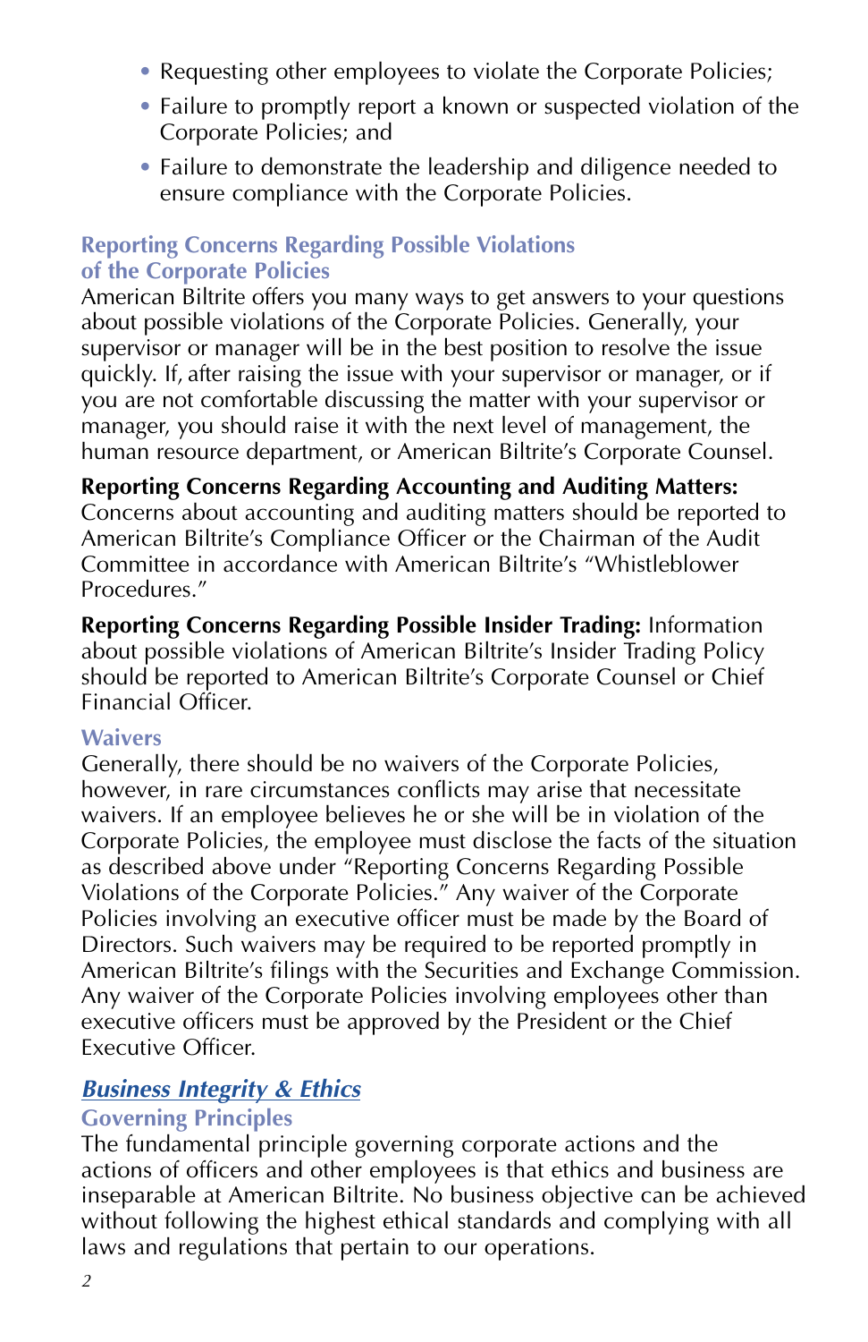- Requesting other employees to violate the Corporate Policies;
- Failure to promptly report a known or suspected violation of the Corporate Policies; and
- Failure to demonstrate the leadership and diligence needed to ensure compliance with the Corporate Policies.

### Reporting Concerns Regarding Possible Violations of the Corporate Policies

American Biltrite offers you many ways to get answers to your questions about possible violations of the Corporate Policies. Generally, your supervisor or manager will be in the best position to resolve the issue quickly. If, after raising the issue with your supervisor or manager, or if you are not comfortable discussing the matter with your supervisor or manager, you should raise it with the next level of management, the human resource department, or American Biltrite's Corporate Counsel.

**Reporting Concerns Regarding Accounting and Auditing Matters:** Concerns about accounting and auditing matters should be reported to American Biltrite's Compliance Officer or the Chairman of the Audit Committee in accordance with American Biltrite's "Whistleblower Procedures."

**Reporting Concerns Regarding Possible Insider Trading:** Information about possible violations of American Biltrite's Insider Trading Policy should be reported to American Biltrite's Corporate Counsel or Chief Financial Officer.

### Waivers

Generally, there should be no waivers of the Corporate Policies, however, in rare circumstances conflicts may arise that necessitate waivers. If an employee believes he or she will be in violation of the Corporate Policies, the employee must disclose the facts of the situation as described above under "Reporting Concerns Regarding Possible Violations of the Corporate Policies." Any waiver of the Corporate Policies involving an executive officer must be made by the Board of Directors. Such waivers may be required to be reported promptly in American Biltrite's filings with the Securities and Exchange Commission. Any waiver of the Corporate Policies involving employees other than executive officers must be approved by the President or the Chief Executive Officer.

## *Business Integrity & Ethics*

### Governing Principles

The fundamental principle governing corporate actions and the actions of officers and other employees is that ethics and business are inseparable at American Biltrite. No business objective can be achieved without following the highest ethical standards and complying with all laws and regulations that pertain to our operations.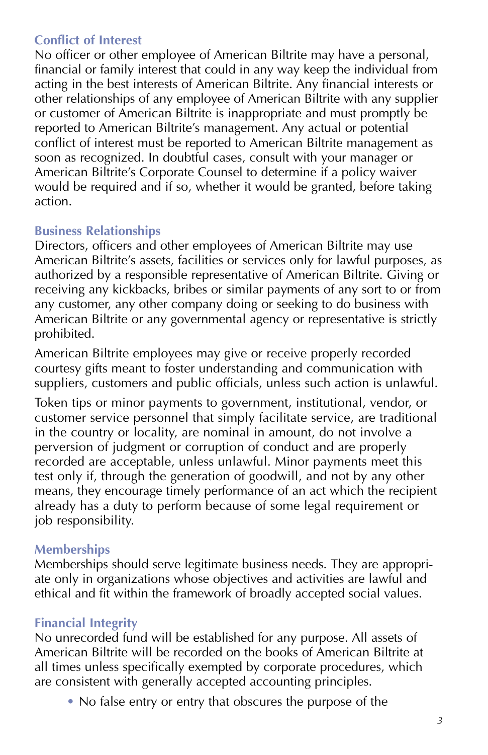## Conflict of Interest

No officer or other employee of American Biltrite may have a personal, financial or family interest that could in any way keep the individual from acting in the best interests of American Biltrite. Any financial interests or other relationships of any employee of American Biltrite with any supplier or customer of American Biltrite is inappropriate and must promptly be reported to American Biltrite's management. Any actual or potential conflict of interest must be reported to American Biltrite management as soon as recognized. In doubtful cases, consult with your manager or American Biltrite's Corporate Counsel to determine if a policy waiver would be required and if so, whether it would be granted, before taking action.

## Business Relationships

Directors, officers and other employees of American Biltrite may use American Biltrite's assets, facilities or services only for lawful purposes, as authorized by a responsible representative of American Biltrite. Giving or receiving any kickbacks, bribes or similar payments of any sort to or from any customer, any other company doing or seeking to do business with American Biltrite or any governmental agency or representative is strictly prohibited.

American Biltrite employees may give or receive properly recorded courtesy gifts meant to foster understanding and communication with suppliers, customers and public officials, unless such action is unlawful.

Token tips or minor payments to government, institutional, vendor, or customer service personnel that simply facilitate service, are traditional in the country or locality, are nominal in amount, do not involve a perversion of judgment or corruption of conduct and are properly recorded are acceptable, unless unlawful. Minor payments meet this test only if, through the generation of goodwill, and not by any other means, they encourage timely performance of an act which the recipient already has a duty to perform because of some legal requirement or job responsibility.

## Memberships

Memberships should serve legitimate business needs. They are appropriate only in organizations whose objectives and activities are lawful and ethical and fit within the framework of broadly accepted social values.

## Financial Integrity

No unrecorded fund will be established for any purpose. All assets of American Biltrite will be recorded on the books of American Biltrite at all times unless specifically exempted by corporate procedures, which are consistent with generally accepted accounting principles.

- No false entry or entry that obscures the purpose of the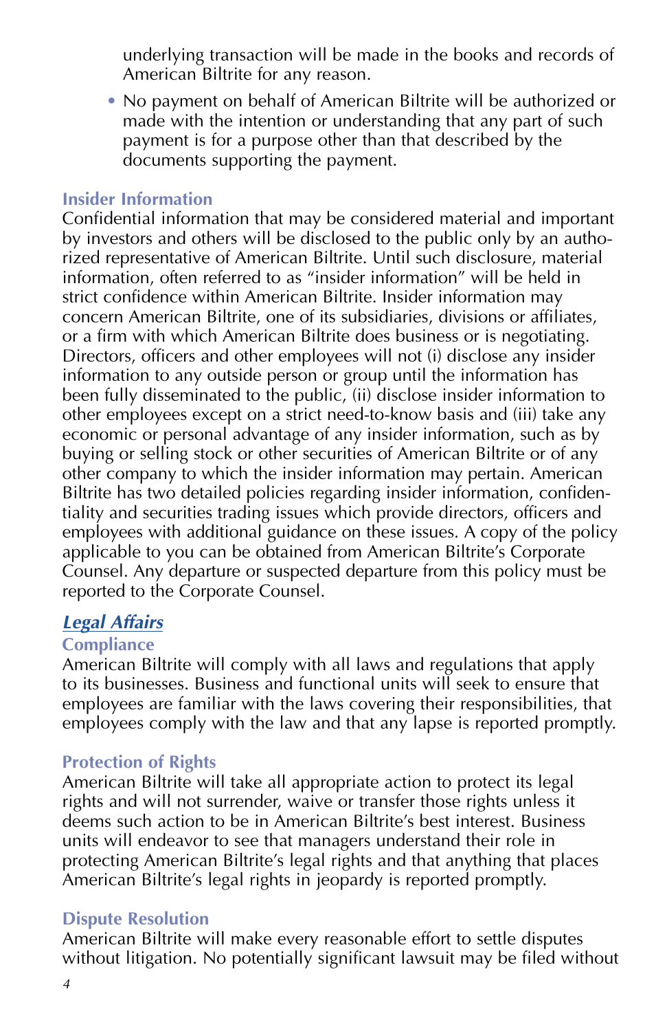underlying transaction will be made in the books and records of American Biltrite for any reason.

- No payment on behalf of American Biltrite will be authorized or made with the intention or understanding that any part of such payment is for a purpose other than that described by the documents supporting the payment.

### Insider Information

Confidential information that may be considered material and important by investors and others will be disclosed to the public only by an authorized representative of American Biltrite. Until such disclosure, material information, often referred to as "insider information" will be held in strict confidence within American Biltrite. Insider information may concern American Biltrite, one of its subsidiaries, divisions or affiliates, or a firm with which American Biltrite does business or is negotiating. Directors, officers and other employees will not (i) disclose any insider information to any outside person or group until the information has been fully disseminated to the public, (ii) disclose insider information to other employees except on a strict need-to-know basis and (iii) take any economic or personal advantage of any insider information, such as by buying or selling stock or other securities of American Biltrite or of any other company to which the insider information may pertain. American Biltrite has two detailed policies regarding insider information, confidentiality and securities trading issues which provide directors, officers and employees with additional guidance on these issues. A copy of the policy applicable to you can be obtained from American Biltrite's Corporate Counsel. Any departure or suspected departure from this policy must be reported to the Corporate Counsel.

## *Legal Affairs*

### Compliance

American Biltrite will comply with all laws and regulations that apply to its businesses. Business and functional units will seek to ensure that employees are familiar with the laws covering their responsibilities, that employees comply with the law and that any lapse is reported promptly.

### Protection of Rights

American Biltrite will take all appropriate action to protect its legal rights and will not surrender, waive or transfer those rights unless it deems such action to be in American Biltrite's best interest. Business units will endeavor to see that managers understand their role in protecting American Biltrite's legal rights and that anything that places American Biltrite's legal rights in jeopardy is reported promptly.

### Dispute Resolution

American Biltrite will make every reasonable effort to settle disputes without litigation. No potentially significant lawsuit may be filed without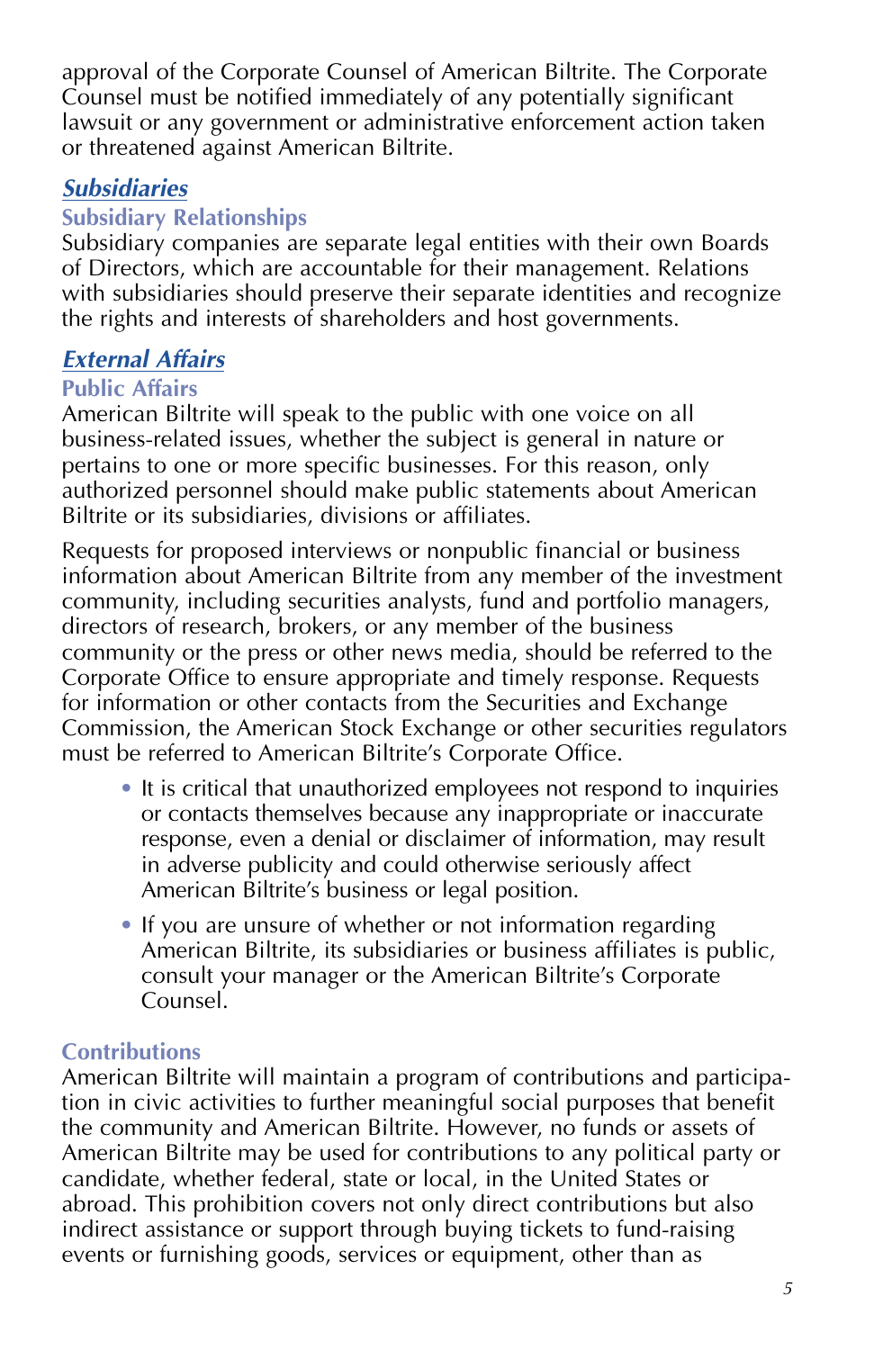approval of the Corporate Counsel of American Biltrite. The Corporate Counsel must be notified immediately of any potentially significant lawsuit or any government or administrative enforcement action taken or threatened against American Biltrite.

## ***Subsidiaries***

### Subsidiary Relationships

Subsidiary companies are separate legal entities with their own Boards of Directors, which are accountable for their management. Relations with subsidiaries should preserve their separate identities and recognize the rights and interests of shareholders and host governments.

## ***External Affairs***

### Public Affairs

American Biltrite will speak to the public with one voice on all business-related issues, whether the subject is general in nature or pertains to one or more specific businesses. For this reason, only authorized personnel should make public statements about American Biltrite or its subsidiaries, divisions or affiliates.

Requests for proposed interviews or nonpublic financial or business information about American Biltrite from any member of the investment community, including securities analysts, fund and portfolio managers, directors of research, brokers, or any member of the business community or the press or other news media, should be referred to the Corporate Office to ensure appropriate and timely response. Requests for information or other contacts from the Securities and Exchange Commission, the American Stock Exchange or other securities regulators must be referred to American Biltrite's Corporate Office.

- It is critical that unauthorized employees not respond to inquiries or contacts themselves because any inappropriate or inaccurate response, even a denial or disclaimer of information, may result in adverse publicity and could otherwise seriously affect American Biltrite's business or legal position.
- If you are unsure of whether or not information regarding American Biltrite, its subsidiaries or business affiliates is public, consult your manager or the American Biltrite's Corporate Counsel.

### Contributions

American Biltrite will maintain a program of contributions and participation in civic activities to further meaningful social purposes that benefit the community and American Biltrite. However, no funds or assets of American Biltrite may be used for contributions to any political party or candidate, whether federal, state or local, in the United States or abroad. This prohibition covers not only direct contributions but also indirect assistance or support through buying tickets to fund-raising events or furnishing goods, services or equipment, other than as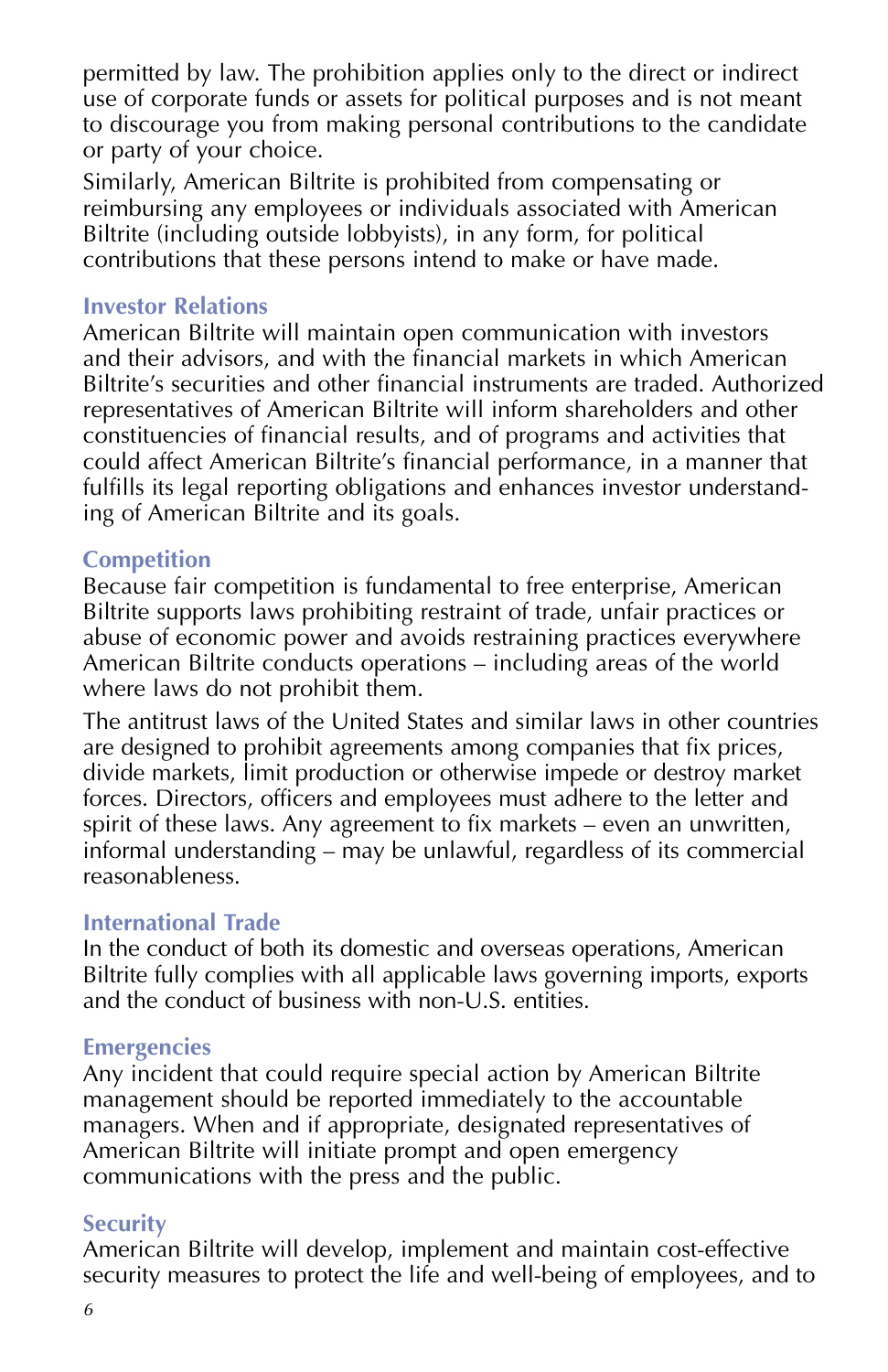permitted by law. The prohibition applies only to the direct or indirect use of corporate funds or assets for political purposes and is not meant to discourage you from making personal contributions to the candidate or party of your choice.

Similarly, American Biltrite is prohibited from compensating or reimbursing any employees or individuals associated with American Biltrite (including outside lobbyists), in any form, for political contributions that these persons intend to make or have made.

### Investor Relations

American Biltrite will maintain open communication with investors and their advisors, and with the financial markets in which American Biltrite's securities and other financial instruments are traded. Authorized representatives of American Biltrite will inform shareholders and other constituencies of financial results, and of programs and activities that could affect American Biltrite's financial performance, in a manner that fulfills its legal reporting obligations and enhances investor understanding of American Biltrite and its goals.

### Competition

Because fair competition is fundamental to free enterprise, American Biltrite supports laws prohibiting restraint of trade, unfair practices or abuse of economic power and avoids restraining practices everywhere American Biltrite conducts operations – including areas of the world where laws do not prohibit them.

The antitrust laws of the United States and similar laws in other countries are designed to prohibit agreements among companies that fix prices, divide markets, limit production or otherwise impede or destroy market forces. Directors, officers and employees must adhere to the letter and spirit of these laws. Any agreement to fix markets – even an unwritten, informal understanding – may be unlawful, regardless of its commercial reasonableness.

### International Trade

In the conduct of both its domestic and overseas operations, American Biltrite fully complies with all applicable laws governing imports, exports and the conduct of business with non-U.S. entities.

### Emergencies

Any incident that could require special action by American Biltrite management should be reported immediately to the accountable managers. When and if appropriate, designated representatives of American Biltrite will initiate prompt and open emergency communications with the press and the public.

### Security

American Biltrite will develop, implement and maintain cost-effective security measures to protect the life and well-being of employees, and to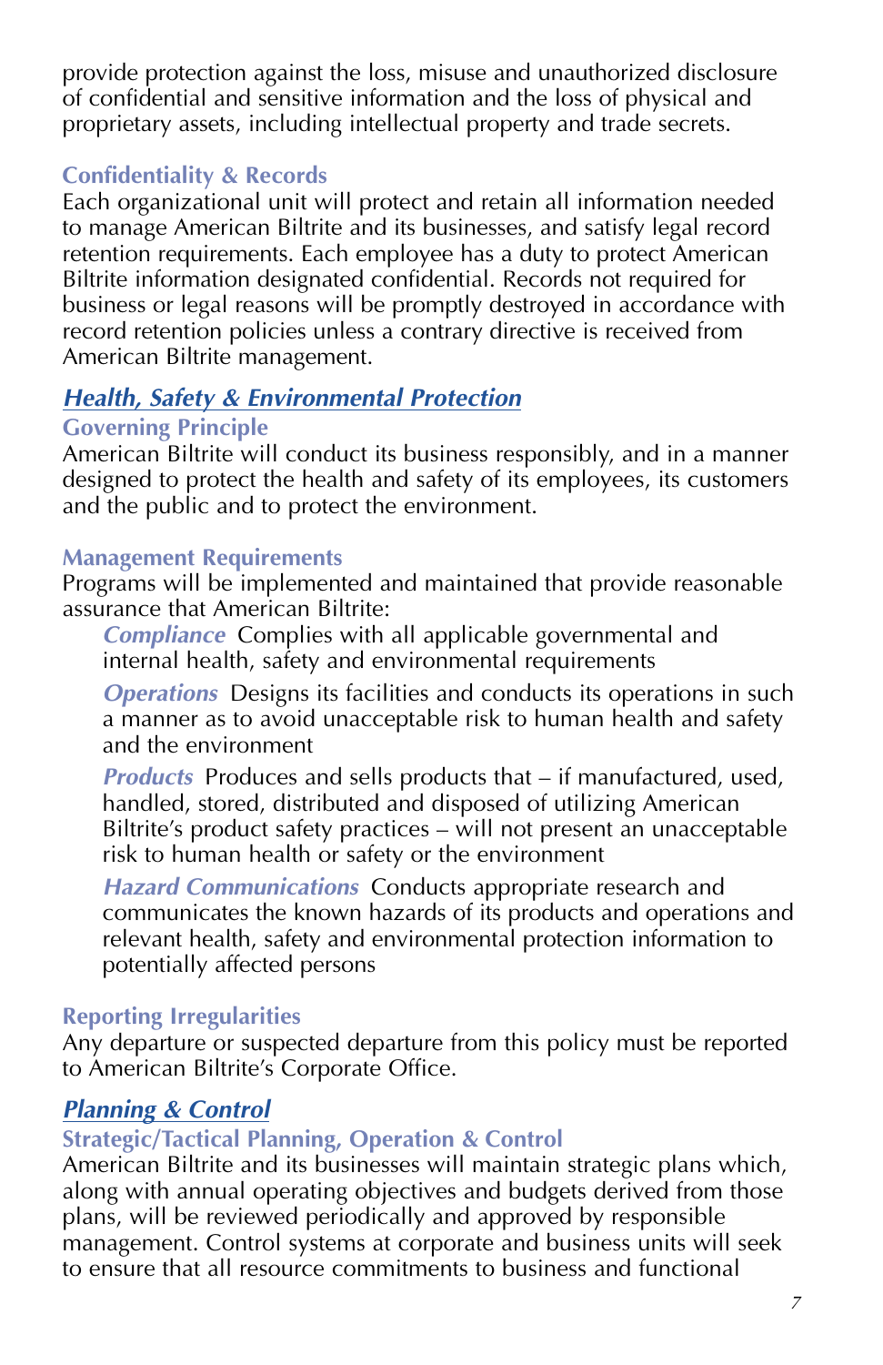provide protection against the loss, misuse and unauthorized disclosure of confidential and sensitive information and the loss of physical and proprietary assets, including intellectual property and trade secrets.

### Confidentiality & Records

Each organizational unit will protect and retain all information needed to manage American Biltrite and its businesses, and satisfy legal record retention requirements. Each employee has a duty to protect American Biltrite information designated confidential. Records not required for business or legal reasons will be promptly destroyed in accordance with record retention policies unless a contrary directive is received from American Biltrite management.

## *Health, Safety & Environmental Protection*

### Governing Principle

American Biltrite will conduct its business responsibly, and in a manner designed to protect the health and safety of its employees, its customers and the public and to protect the environment.

### Management Requirements

Programs will be implemented and maintained that provide reasonable assurance that American Biltrite:

*Compliance* Complies with all applicable governmental and internal health, safety and environmental requirements

*Operations* Designs its facilities and conducts its operations in such a manner as to avoid unacceptable risk to human health and safety and the environment

*Products* Produces and sells products that – if manufactured, used, handled, stored, distributed and disposed of utilizing American Biltrite's product safety practices – will not present an unacceptable risk to human health or safety or the environment

*Hazard Communications* Conducts appropriate research and communicates the known hazards of its products and operations and relevant health, safety and environmental protection information to potentially affected persons

### Reporting Irregularities

Any departure or suspected departure from this policy must be reported to American Biltrite's Corporate Office.

## *Planning & Control*

### Strategic/Tactical Planning, Operation & Control

American Biltrite and its businesses will maintain strategic plans which, along with annual operating objectives and budgets derived from those plans, will be reviewed periodically and approved by responsible management. Control systems at corporate and business units will seek to ensure that all resource commitments to business and functional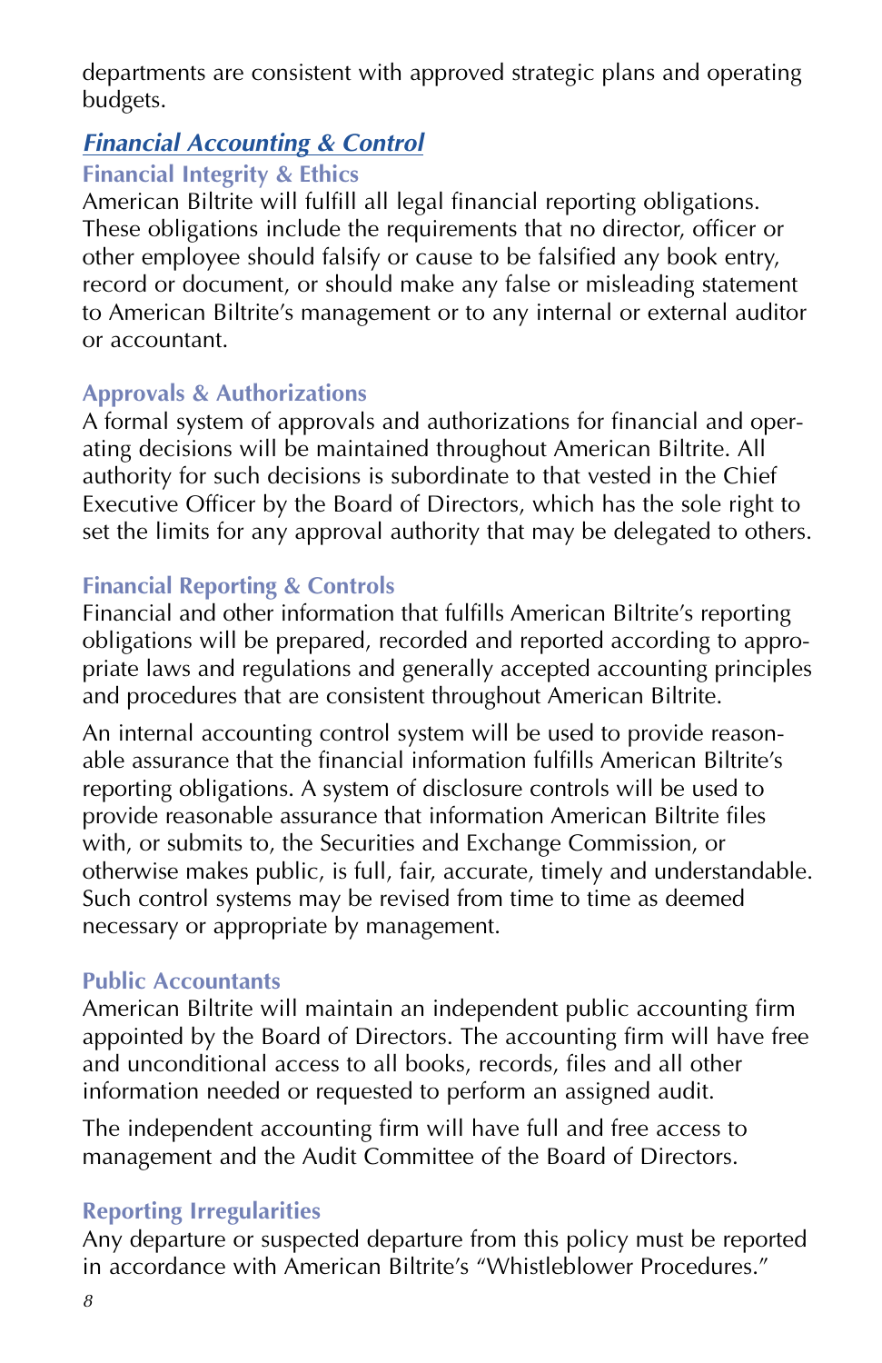departments are consistent with approved strategic plans and operating budgets.

## ***Financial Accounting & Control***

### Financial Integrity & Ethics

American Biltrite will fulfill all legal financial reporting obligations. These obligations include the requirements that no director, officer or other employee should falsify or cause to be falsified any book entry, record or document, or should make any false or misleading statement to American Biltrite's management or to any internal or external auditor or accountant.

### Approvals & Authorizations

A formal system of approvals and authorizations for financial and operating decisions will be maintained throughout American Biltrite. All authority for such decisions is subordinate to that vested in the Chief Executive Officer by the Board of Directors, which has the sole right to set the limits for any approval authority that may be delegated to others.

### Financial Reporting & Controls

Financial and other information that fulfills American Biltrite's reporting obligations will be prepared, recorded and reported according to appropriate laws and regulations and generally accepted accounting principles and procedures that are consistent throughout American Biltrite.

An internal accounting control system will be used to provide reasonable assurance that the financial information fulfills American Biltrite's reporting obligations. A system of disclosure controls will be used to provide reasonable assurance that information American Biltrite files with, or submits to, the Securities and Exchange Commission, or otherwise makes public, is full, fair, accurate, timely and understandable. Such control systems may be revised from time to time as deemed necessary or appropriate by management.

### Public Accountants

American Biltrite will maintain an independent public accounting firm appointed by the Board of Directors. The accounting firm will have free and unconditional access to all books, records, files and all other information needed or requested to perform an assigned audit.

The independent accounting firm will have full and free access to management and the Audit Committee of the Board of Directors.

### Reporting Irregularities

Any departure or suspected departure from this policy must be reported in accordance with American Biltrite's "Whistleblower Procedures."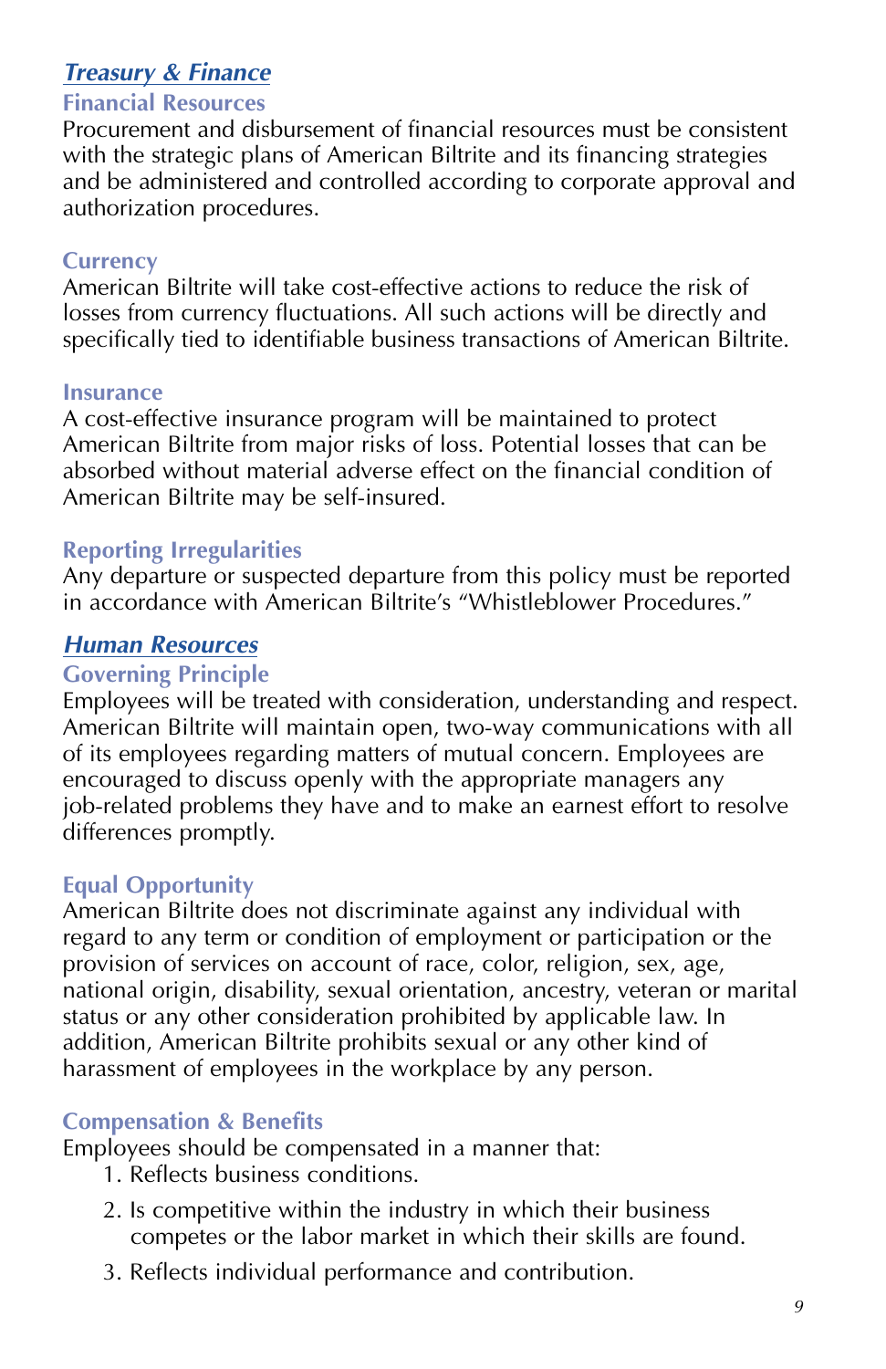## ***Treasury & Finance***

### Financial Resources

Procurement and disbursement of financial resources must be consistent with the strategic plans of American Biltrite and its financing strategies and be administered and controlled according to corporate approval and authorization procedures.

### Currency

American Biltrite will take cost-effective actions to reduce the risk of losses from currency fluctuations. All such actions will be directly and specifically tied to identifiable business transactions of American Biltrite.

### Insurance

A cost-effective insurance program will be maintained to protect American Biltrite from major risks of loss. Potential losses that can be absorbed without material adverse effect on the financial condition of American Biltrite may be self-insured.

### Reporting Irregularities

Any departure or suspected departure from this policy must be reported in accordance with American Biltrite's "Whistleblower Procedures."

## ***Human Resources***

### Governing Principle

Employees will be treated with consideration, understanding and respect. American Biltrite will maintain open, two-way communications with all of its employees regarding matters of mutual concern. Employees are encouraged to discuss openly with the appropriate managers any job-related problems they have and to make an earnest effort to resolve differences promptly.

### Equal Opportunity

American Biltrite does not discriminate against any individual with regard to any term or condition of employment or participation or the provision of services on account of race, color, religion, sex, age, national origin, disability, sexual orientation, ancestry, veteran or marital status or any other consideration prohibited by applicable law. In addition, American Biltrite prohibits sexual or any other kind of harassment of employees in the workplace by any person.

### Compensation & Benefits

Employees should be compensated in a manner that:

1. Reflects business conditions.
2. Is competitive within the industry in which their business competes or the labor market in which their skills are found.
3. Reflects individual performance and contribution.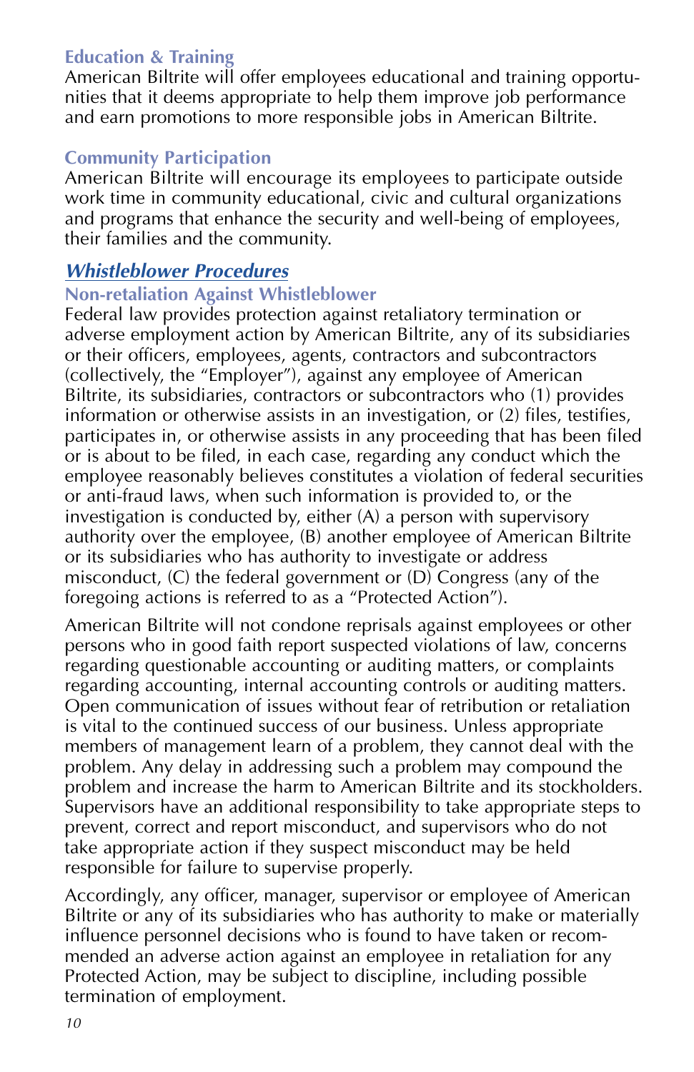### Education & Training

American Biltrite will offer employees educational and training opportunities that it deems appropriate to help them improve job performance and earn promotions to more responsible jobs in American Biltrite.

### Community Participation

American Biltrite will encourage its employees to participate outside work time in community educational, civic and cultural organizations and programs that enhance the security and well-being of employees, their families and the community.

## *Whistleblower Procedures*

### Non-retaliation Against Whistleblower

Federal law provides protection against retaliatory termination or adverse employment action by American Biltrite, any of its subsidiaries or their officers, employees, agents, contractors and subcontractors (collectively, the "Employer"), against any employee of American Biltrite, its subsidiaries, contractors or subcontractors who (1) provides information or otherwise assists in an investigation, or (2) files, testifies, participates in, or otherwise assists in any proceeding that has been filed or is about to be filed, in each case, regarding any conduct which the employee reasonably believes constitutes a violation of federal securities or anti-fraud laws, when such information is provided to, or the investigation is conducted by, either (A) a person with supervisory authority over the employee, (B) another employee of American Biltrite or its subsidiaries who has authority to investigate or address misconduct, (C) the federal government or (D) Congress (any of the foregoing actions is referred to as a "Protected Action").

American Biltrite will not condone reprisals against employees or other persons who in good faith report suspected violations of law, concerns regarding questionable accounting or auditing matters, or complaints regarding accounting, internal accounting controls or auditing matters. Open communication of issues without fear of retribution or retaliation is vital to the continued success of our business. Unless appropriate members of management learn of a problem, they cannot deal with the problem. Any delay in addressing such a problem may compound the problem and increase the harm to American Biltrite and its stockholders. Supervisors have an additional responsibility to take appropriate steps to prevent, correct and report misconduct, and supervisors who do not take appropriate action if they suspect misconduct may be held responsible for failure to supervise properly.

Accordingly, any officer, manager, supervisor or employee of American Biltrite or any of its subsidiaries who has authority to make or materially influence personnel decisions who is found to have taken or recommended an adverse action against an employee in retaliation for any Protected Action, may be subject to discipline, including possible termination of employment.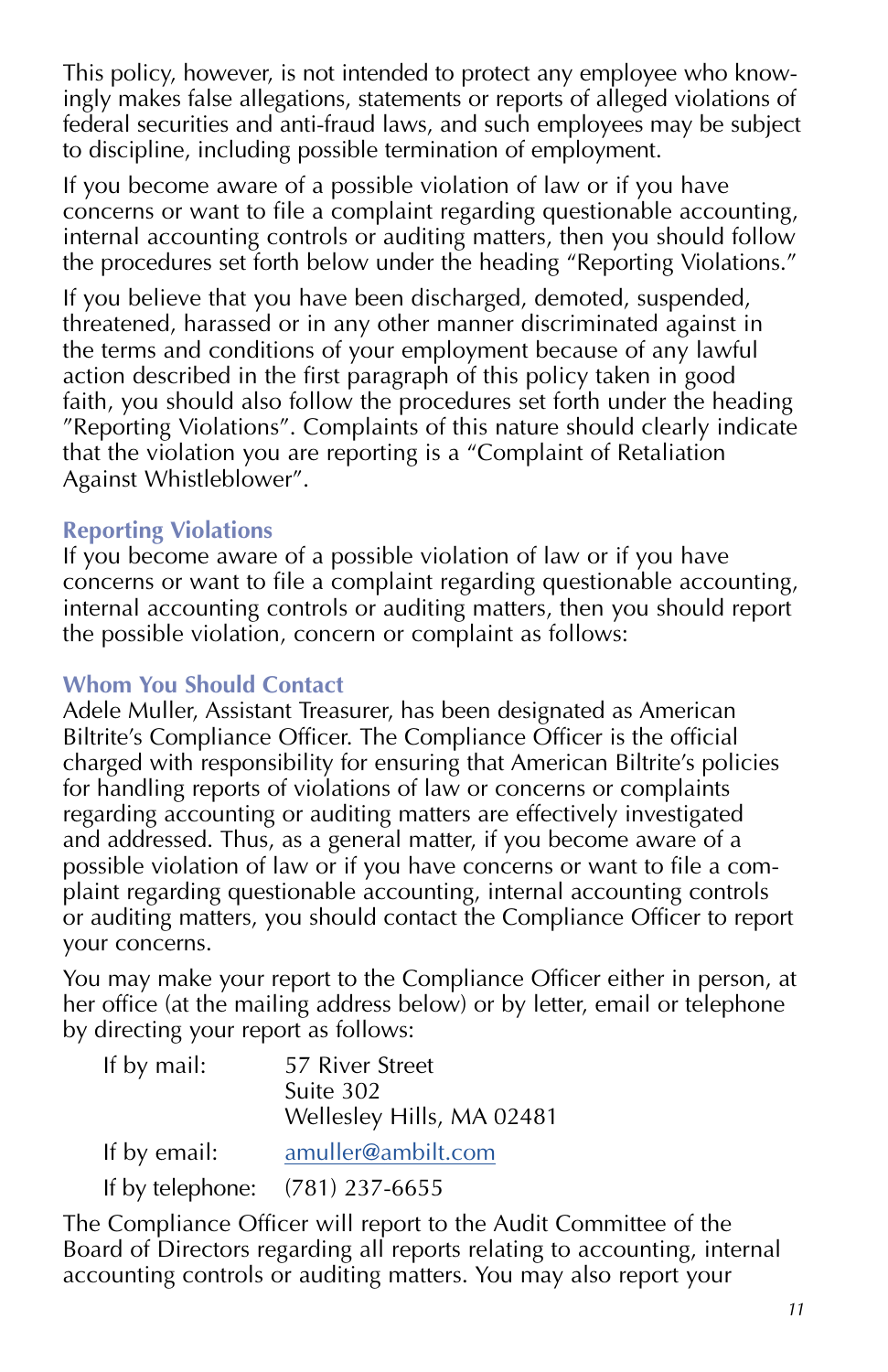This policy, however, is not intended to protect any employee who knowingly makes false allegations, statements or reports of alleged violations of federal securities and anti-fraud laws, and such employees may be subject to discipline, including possible termination of employment.

If you become aware of a possible violation of law or if you have concerns or want to file a complaint regarding questionable accounting, internal accounting controls or auditing matters, then you should follow the procedures set forth below under the heading "Reporting Violations."

If you believe that you have been discharged, demoted, suspended, threatened, harassed or in any other manner discriminated against in the terms and conditions of your employment because of any lawful action described in the first paragraph of this policy taken in good faith, you should also follow the procedures set forth under the heading "Reporting Violations". Complaints of this nature should clearly indicate that the violation you are reporting is a "Complaint of Retaliation Against Whistleblower".

### Reporting Violations

If you become aware of a possible violation of law or if you have concerns or want to file a complaint regarding questionable accounting, internal accounting controls or auditing matters, then you should report the possible violation, concern or complaint as follows:

### Whom You Should Contact

Adele Muller, Assistant Treasurer, has been designated as American Biltrite's Compliance Officer. The Compliance Officer is the official charged with responsibility for ensuring that American Biltrite's policies for handling reports of violations of law or concerns or complaints regarding accounting or auditing matters are effectively investigated and addressed. Thus, as a general matter, if you become aware of a possible violation of law or if you have concerns or want to file a complaint regarding questionable accounting, internal accounting controls or auditing matters, you should contact the Compliance Officer to report your concerns.

You may make your report to the Compliance Officer either in person, at her office (at the mailing address below) or by letter, email or telephone by directing your report as follows:

If by mail: 57 River Street
Suite 302
Wellesley Hills, MA 02481

If by email: amuller@ambilt.com

If by telephone: (781) 237-6655

The Compliance Officer will report to the Audit Committee of the Board of Directors regarding all reports relating to accounting, internal accounting controls or auditing matters. You may also report your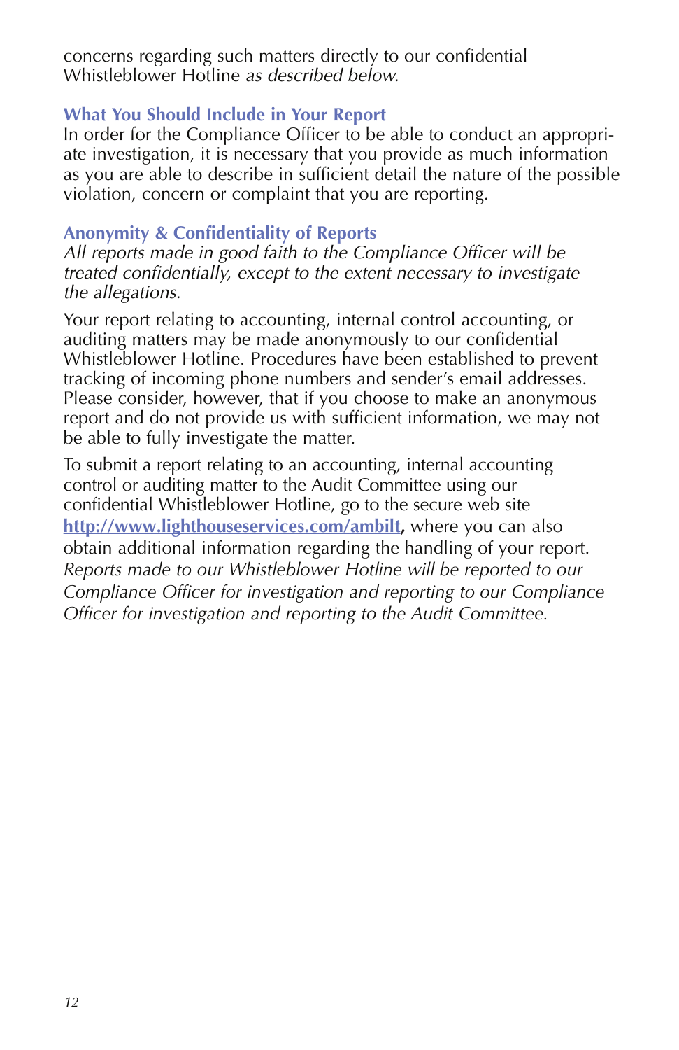concerns regarding such matters directly to our confidential Whistleblower Hotline *as described below.*

### What You Should Include in Your Report

In order for the Compliance Officer to be able to conduct an appropriate investigation, it is necessary that you provide as much information as you are able to describe in sufficient detail the nature of the possible violation, concern or complaint that you are reporting.

### Anonymity & Confidentiality of Reports

*All reports made in good faith to the Compliance Officer will be treated confidentially, except to the extent necessary to investigate the allegations.*

Your report relating to accounting, internal control accounting, or auditing matters may be made anonymously to our confidential Whistleblower Hotline. Procedures have been established to prevent tracking of incoming phone numbers and sender's email addresses. Please consider, however, that if you choose to make an anonymous report and do not provide us with sufficient information, we may not be able to fully investigate the matter.

To submit a report relating to an accounting, internal accounting control or auditing matter to the Audit Committee using our confidential Whistleblower Hotline, go to the secure web site **http://www.lighthouseservices.com/ambit**, where you can also obtain additional information regarding the handling of your report. *Reports made to our Whistleblower Hotline will be reported to our Compliance Officer for investigation and reporting to our Compliance Officer for investigation and reporting to the Audit Committee.*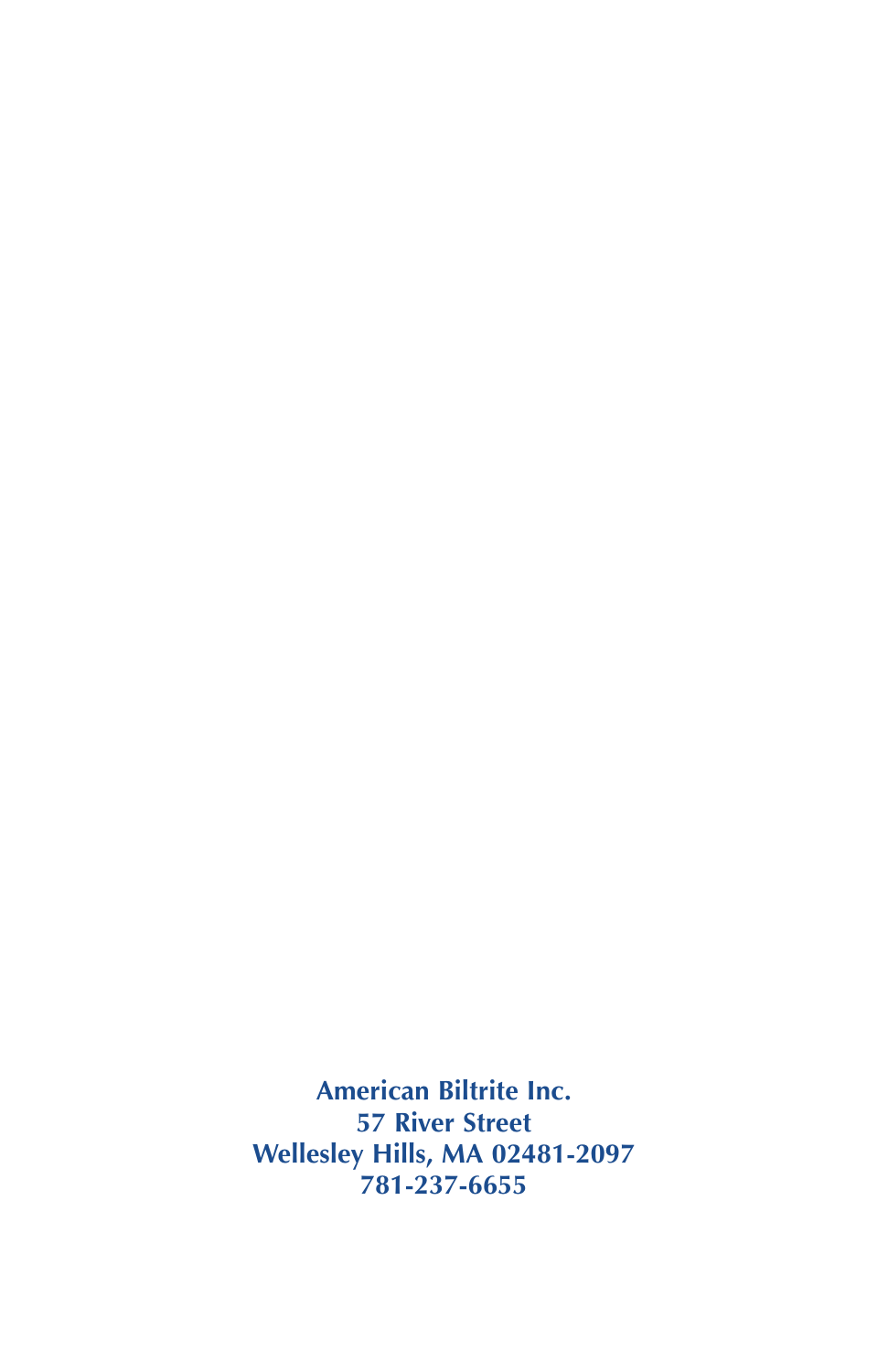**American Biltrite Inc.**
**57 River Street**
**Wellesley Hills, MA 02481-2097**
**781-237-6655**